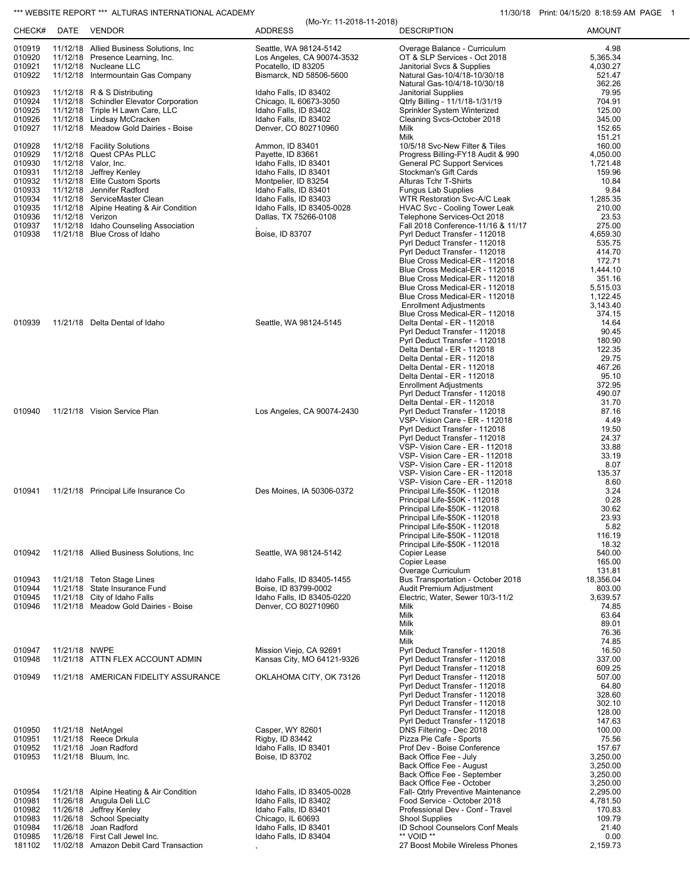*** WEBSITE REPORT *** ALTURAS INTERNATIONAL ACADEMY

(Mo-Yr: 11-2018-11-2018)

11/30/18 Print: 04/15/20 8:18:59 AM

| CHECK# | DATE | VENDOR | ADDRESS | DESCRIPTION | AMOUNT |
|---|---|---|---|---|---|
| 010919 | 11/12/18 | Allied Business Solutions, Inc | Seattle, WA 98124-5142 | Overage Balance - Curriculum | 4.98 |
| 010920 | 11/12/18 | Presence Learning, Inc. | Los Angeles, CA 90074-3532 | OT & SLP Services - Oct 2018 | 5,365.34 |
| 010921 | 11/12/18 | Nucleane LLC | Pocatello, ID 83205 | Janitorial Svcs & Supplies | 4,030.27 |
| 010922 | 11/12/18 | Intermountain Gas Company | Bismarck, ND 58506-5600 | Natural Gas-10/4/18-10/30/18 | 521.47 |
| | | | | Natural Gas-10/4/18-10/30/18 | 362.26 |
| 010923 | 11/12/18 | R & S Distributing | Idaho Falls, ID 83402 | Janitorial Supplies | 79.95 |
| 010924 | 11/12/18 | Schindler Elevator Corporation | Chicago, IL 60673-3050 | Qtrly Billing - 11/1/18-1/31/19 | 704.91 |
| 010925 | 11/12/18 | Triple H Lawn Care, LLC | Idaho Falls, ID 83402 | Sprinkler System Winterized | 125.00 |
| 010926 | 11/12/18 | Lindsay McCracken | Idaho Falls, ID 83402 | Cleaning Svcs-October 2018 | 345.00 |
| 010927 | 11/12/18 | Meadow Gold Dairies - Boise | Denver, CO 802710960 | Milk | 152.65 |
| | | | | Milk | 151.21 |
| 010928 | 11/12/18 | Facility Solutions | Ammon, ID 83401 | 10/5/18 Svc-New Filter & Tiles | 160.00 |
| 010929 | 11/12/18 | Quest CPAs PLLC | Payette, ID 83661 | Progress Billing-FY18 Audit & 990 | 4,050.00 |
| 010930 | 11/12/18 | Valor, Inc. | Idaho Falls, ID 83401 | General PC Support Services | 1,721.48 |
| 010931 | 11/12/18 | Jeffrey Kenley | Idaho Falls, ID 83401 | Stockman's Gift Cards | 159.96 |
| 010932 | 11/12/18 | Elite Custom Sports | Montpelier, ID 83254 | Alturas Tchr T-Shirts | 10.84 |
| 010933 | 11/12/18 | Jennifer Radford | Idaho Falls, ID 83401 | Fungus Lab Supplies | 9.84 |
| 010934 | 11/12/18 | ServiceMaster Clean | Idaho Falls, ID 83403 | WTR Restoration Svc-A/C Leak | 1,285.35 |
| 010935 | 11/12/18 | Alpine Heating & Air Condition | Idaho Falls, ID 83405-0028 | HVAC Svc - Cooling Tower Leak | 210.00 |
| 010936 | 11/12/18 | Verizon | Dallas, TX 75266-0108 | Telephone Services-Oct 2018 | 23.53 |
| 010937 | 11/12/18 | Idaho Counseling Association | , | Fall 2018 Conference-11/16 & 11/17 | 275.00 |
| 010938 | 11/21/18 | Blue Cross of Idaho | Boise, ID 83707 | Pyrl Deduct Transfer - 112018 | 4,659.30 |
| | | | | Pyrl Deduct Transfer - 112018 | 535.75 |
| | | | | Pyrl Deduct Transfer - 112018 | 414.70 |
| | | | | Blue Cross Medical-ER - 112018 | 172.71 |
| | | | | Blue Cross Medical-ER - 112018 | 1,444.10 |
| | | | | Blue Cross Medical-ER - 112018 | 351.16 |
| | | | | Blue Cross Medical-ER - 112018 | 5,515.03 |
| | | | | Blue Cross Medical-ER - 112018 | 1,122.45 |
| | | | | Enrollment Adjustments | 3,143.40 |
| | | | | Blue Cross Medical-ER - 112018 | 374.15 |
| 010939 | 11/21/18 | Delta Dental of Idaho | Seattle, WA 98124-5145 | Delta Dental - ER - 112018 | 14.64 |
| | | | | Pyrl Deduct Transfer - 112018 | 90.45 |
| | | | | Pyrl Deduct Transfer - 112018 | 180.90 |
| | | | | Delta Dental - ER - 112018 | 122.35 |
| | | | | Delta Dental - ER - 112018 | 29.75 |
| | | | | Delta Dental - ER - 112018 | 467.26 |
| | | | | Delta Dental - ER - 112018 | 95.10 |
| | | | | Enrollment Adjustments | 372.95 |
| | | | | Pyrl Deduct Transfer - 112018 | 490.07 |
| | | | | Delta Dental - ER - 112018 | 31.70 |
| 010940 | 11/21/18 | Vision Service Plan | Los Angeles, CA 90074-2430 | Pyrl Deduct Transfer - 112018 | 87.16 |
| | | | | VSP- Vision Care - ER - 112018 | 4.49 |
| | | | | Pyrl Deduct Transfer - 112018 | 19.50 |
| | | | | Pyrl Deduct Transfer - 112018 | 24.37 |
| | | | | VSP- Vision Care - ER - 112018 | 33.88 |
| | | | | VSP- Vision Care - ER - 112018 | 33.19 |
| | | | | VSP- Vision Care - ER - 112018 | 8.07 |
| | | | | VSP- Vision Care - ER - 112018 | 135.37 |
| | | | | VSP- Vision Care - ER - 112018 | 8.60 |
| 010941 | 11/21/18 | Principal Life Insurance Co | Des Moines, IA 50306-0372 | Principal Life-$50K - 112018 | 3.24 |
| | | | | Principal Life-$50K - 112018 | 0.28 |
| | | | | Principal Life-$50K - 112018 | 30.62 |
| | | | | Principal Life-$50K - 112018 | 23.93 |
| | | | | Principal Life-$50K - 112018 | 5.82 |
| | | | | Principal Life-$50K - 112018 | 116.19 |
| | | | | Principal Life-$50K - 112018 | 18.32 |
| 010942 | 11/21/18 | Allied Business Solutions, Inc | Seattle, WA 98124-5142 | Copier Lease | 540.00 |
| | | | | Copier Lease | 165.00 |
| | | | | Overage Curriculum | 131.81 |
| 010943 | 11/21/18 | Teton Stage Lines | Idaho Falls, ID 83405-1455 | Bus Transportation - October 2018 | 18,356.04 |
| 010944 | 11/21/18 | State Insurance Fund | Boise, ID 83799-0002 | Audit Premium Adjustment | 803.00 |
| 010945 | 11/21/18 | City of Idaho Falls | Idaho Falls, ID 83405-0220 | Electric, Water, Sewer 10/3-11/2 | 3,639.57 |
| 010946 | 11/21/18 | Meadow Gold Dairies - Boise | Denver, CO 802710960 | Milk | 74.85 |
| | | | | Milk | 63.64 |
| | | | | Milk | 89.01 |
| | | | | Milk | 76.36 |
| | | | | Milk | 74.85 |
| 010947 | 11/21/18 | NWPE | Mission Viejo, CA 92691 | Pyrl Deduct Transfer - 112018 | 16.50 |
| 010948 | 11/21/18 | ATTN FLEX ACCOUNT ADMIN | Kansas City, MO 64121-9326 | Pyrl Deduct Transfer - 112018 | 337.00 |
| | | | | Pyrl Deduct Transfer - 112018 | 609.25 |
| 010949 | 11/21/18 | AMERICAN FIDELITY ASSURANCE | OKLAHOMA CITY, OK 73126 | Pyrl Deduct Transfer - 112018 | 507.00 |
| | | | | Pyrl Deduct Transfer - 112018 | 64.80 |
| | | | | Pyrl Deduct Transfer - 112018 | 328.60 |
| | | | | Pyrl Deduct Transfer - 112018 | 302.10 |
| | | | | Pyrl Deduct Transfer - 112018 | 128.00 |
| | | | | Pyrl Deduct Transfer - 112018 | 147.63 |
| 010950 | 11/21/18 | NetAngel | Casper, WY 82601 | DNS Filtering - Dec 2018 | 100.00 |
| 010951 | 11/21/18 | Reece Drkula | Rigby, ID 83442 | Pizza Pie Cafe - Sports | 75.56 |
| 010952 | 11/21/18 | Joan Radford | Idaho Falls, ID 83401 | Prof Dev - Boise Conference | 157.67 |
| 010953 | 11/21/18 | Bluum, Inc. | Boise, ID 83702 | Back Office Fee - July | 3,250.00 |
| | | | | Back Office Fee - August | 3,250.00 |
| | | | | Back Office Fee - September | 3,250.00 |
| | | | | Back Office Fee - October | 3,250.00 |
| 010954 | 11/21/18 | Alpine Heating & Air Condition | Idaho Falls, ID 83405-0028 | Fall- Qtrly Preventive Maintenance | 2,295.00 |
| 010981 | 11/26/18 | Arugula Deli LLC | Idaho Falls, ID 83402 | Food Service - October 2018 | 4,781.50 |
| 010982 | 11/26/18 | Jeffrey Kenley | Idaho Falls, ID 83401 | Professional Dev - Conf - Travel | 170.83 |
| 010983 | 11/26/18 | School Specialty | Chicago, IL 60693 | Shool Supplies | 109.79 |
| 010984 | 11/26/18 | Joan Radford | Idaho Falls, ID 83401 | ID School Counselors Conf Meals | 21.40 |
| 010985 | 11/26/18 | First Call Jewel Inc. | Idaho Falls, ID 83404 | ** VOID ** | 0.00 |
| 181102 | 11/02/18 | Amazon Debit Card Transaction | , | 27 Boost Mobile Wireless Phones | 2,159.73 |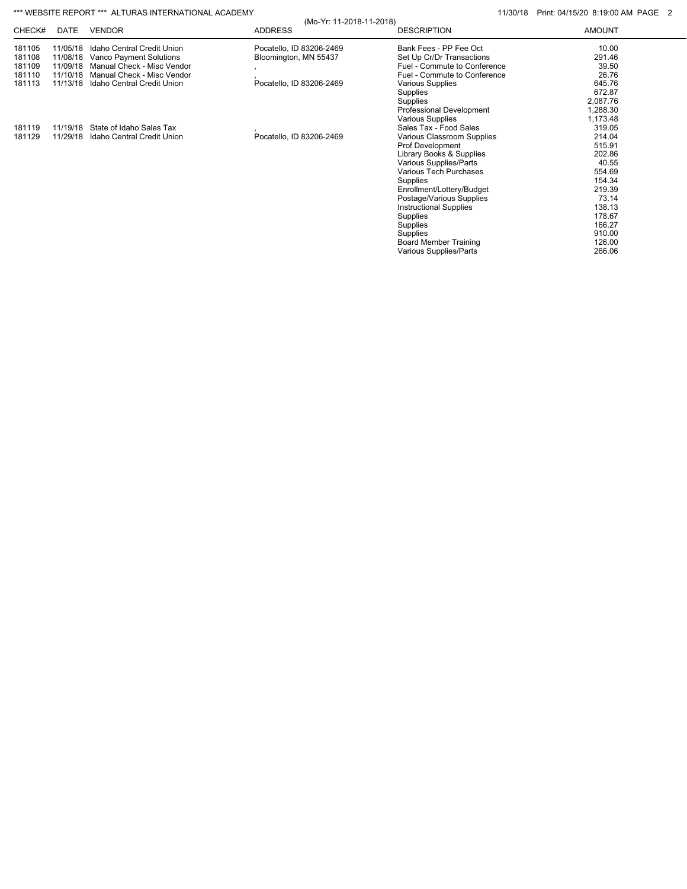| CHECK# | DATE | VENDOR | ADDRESS | DESCRIPTION | AMOUNT |
|---|---|---|---|---|---|
| 181105 | 11/05/18 | Idaho Central Credit Union | Pocatello, ID 83206-2469 | Bank Fees - PP Fee Oct | 10.00 |
| 181108 | 11/08/18 | Vanco Payment Solutions | Bloomington, MN 55437 | Set Up Cr/Dr Transactions | 291.46 |
| 181109 | 11/09/18 | Manual Check - Misc Vendor | , | Fuel - Commute to Conference | 39.50 |
| 181110 | 11/10/18 | Manual Check - Misc Vendor | , | Fuel - Commute to Conference | 26.76 |
| 181113 | 11/13/18 | Idaho Central Credit Union | Pocatello, ID 83206-2469 | Various Supplies | 645.76 |
| | | | | Supplies | 672.87 |
| | | | | Supplies | 2,087.76 |
| | | | | Professional Development | 1,288.30 |
| | | | | Various Supplies | 1,173.48 |
| 181119 | 11/19/18 | State of Idaho Sales Tax | , | Sales Tax - Food Sales | 319.05 |
| 181129 | 11/29/18 | Idaho Central Credit Union | Pocatello, ID 83206-2469 | Various Classroom Supplies | 214.04 |
| | | | | Prof Development | 515.91 |
| | | | | Library Books & Supplies | 202.86 |
| | | | | Various Supplies/Parts | 40.55 |
| | | | | Various Tech Purchases | 554.69 |
| | | | | Supplies | 154.34 |
| | | | | Enrollment/Lottery/Budget | 219.39 |
| | | | | Postage/Various Supplies | 73.14 |
| | | | | Instructional Supplies | 138.13 |
| | | | | Supplies | 178.67 |
| | | | | Supplies | 166.27 |
| | | | | Supplies | 910.00 |
| | | | | Board Member Training | 126.00 |
| | | | | Various Supplies/Parts | 266.06 |